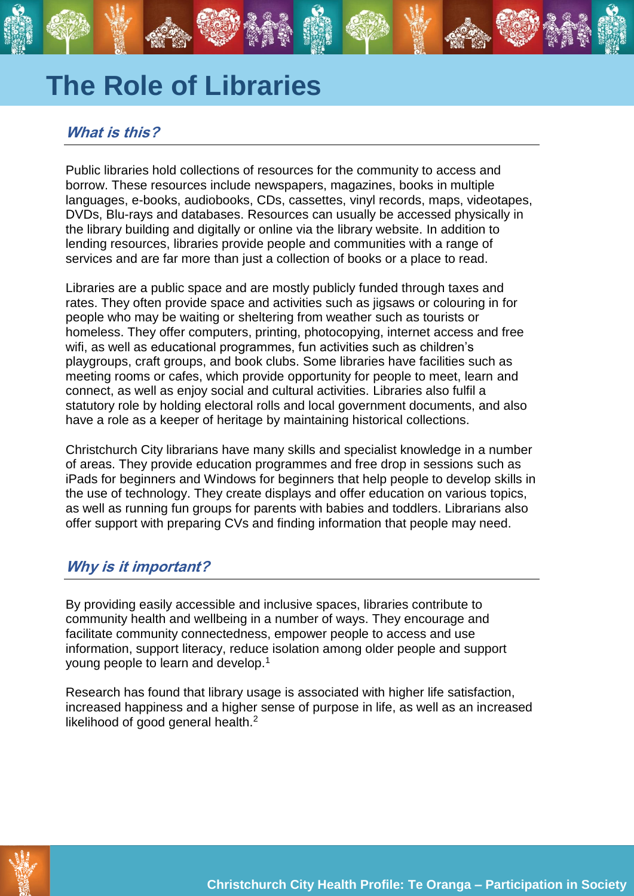# The Role of Libraries

## *What is this?*

Public libraries hold collections of resources for the community to access and borrow. These resources include newspapers, magazines, books in multiple languages, e-books, audiobooks, CDs, cassettes, vinyl records, maps, videotapes, DVDs, Blu-rays and databases. Resources can usually be accessed physically in the library building and digitally or online via the library website. In addition to lending resources, libraries provide people and communities with a range of services and are far more than just a collection of books or a place to read.

Libraries are a public space and are mostly publicly funded through taxes and rates. They often provide space and activities such as jigsaws or colouring in for people who may be waiting or sheltering from weather such as tourists or homeless. They offer computers, printing, photocopying, internet access and free wifi, as well as educational programmes, fun activities such as children's playgroups, craft groups, and book clubs. Some libraries have facilities such as meeting rooms or cafes, which provide opportunity for people to meet, learn and connect, as well as enjoy social and cultural activities. Libraries also fulfil a statutory role by holding electoral rolls and local government documents, and also have a role as a keeper of heritage by maintaining historical collections.

Christchurch City librarians have many skills and specialist knowledge in a number of areas. They provide education programmes and free drop in sessions such as iPads for beginners and Windows for beginners that help people to develop skills in the use of technology. They create displays and offer education on various topics, as well as running fun groups for parents with babies and toddlers. Librarians also offer support with preparing CVs and finding information that people may need.

## *Why is it important?*

By providing easily accessible and inclusive spaces, libraries contribute to community health and wellbeing in a number of ways. They encourage and facilitate community connectedness, empower people to access and use information, support literacy, reduce isolation among older people and support young people to learn and develop.[1]

Research has found that library usage is associated with higher life satisfaction, increased happiness and a higher sense of purpose in life, as well as an increased likelihood of good general health.[2]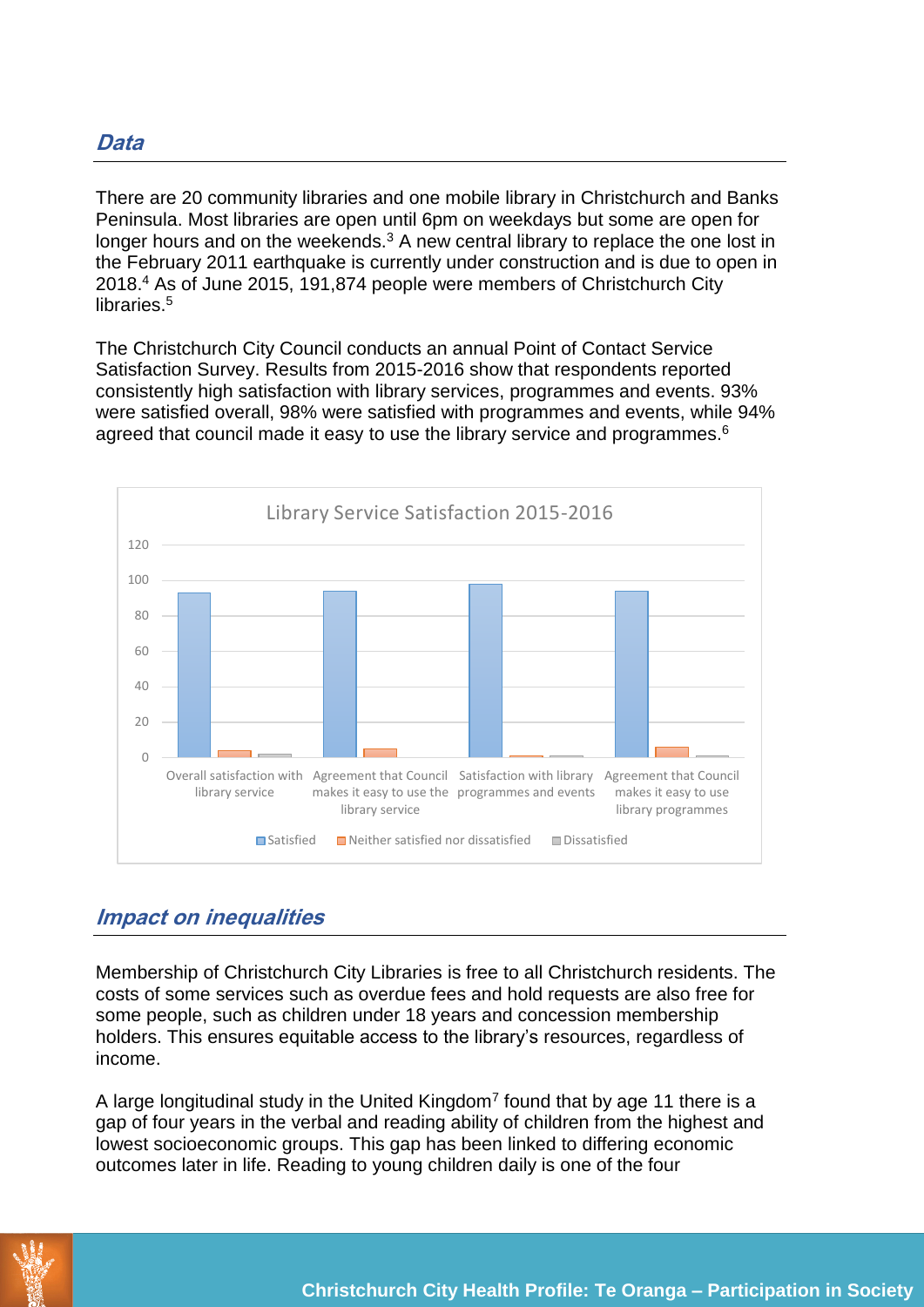## *Data*

There are 20 community libraries and one mobile library in Christchurch and Banks Peninsula. Most libraries are open until 6pm on weekdays but some are open for longer hours and on the weekends.[3] A new central library to replace the one lost in the February 2011 earthquake is currently under construction and is due to open in 2018.[4] As of June 2015, 191,874 people were members of Christchurch City libraries.[5]

The Christchurch City Council conducts an annual Point of Contact Service Satisfaction Survey. Results from 2015-2016 show that respondents reported consistently high satisfaction with library services, programmes and events. 93% were satisfied overall, 98% were satisfied with programmes and events, while 94% agreed that council made it easy to use the library service and programmes.[6]

Library Service Satisfaction 2015-2016

| | Satisfied | Neither satisfied nor dissatisfied | Dissatisfied |
|---|---|---|---|
| Overall satisfaction with library service | 93 | 4 | 2 |
| Agreement that Council makes it easy to use the library service | 94 | 5 | 0 |
| Satisfaction with library programmes and events | 98 | 1 | 1 |
| Agreement that Council makes it easy to use library programmes | 94 | 6 | 1 |

## *Impact on inequalities*

Membership of Christchurch City Libraries is free to all Christchurch residents. The costs of some services such as overdue fees and hold requests are also free for some people, such as children under 18 years and concession membership holders. This ensures equitable access to the library's resources, regardless of income.

A large longitudinal study in the United Kingdom[7] found that by age 11 there is a gap of four years in the verbal and reading ability of children from the highest and lowest socioeconomic groups. This gap has been linked to differing economic outcomes later in life. Reading to young children daily is one of the four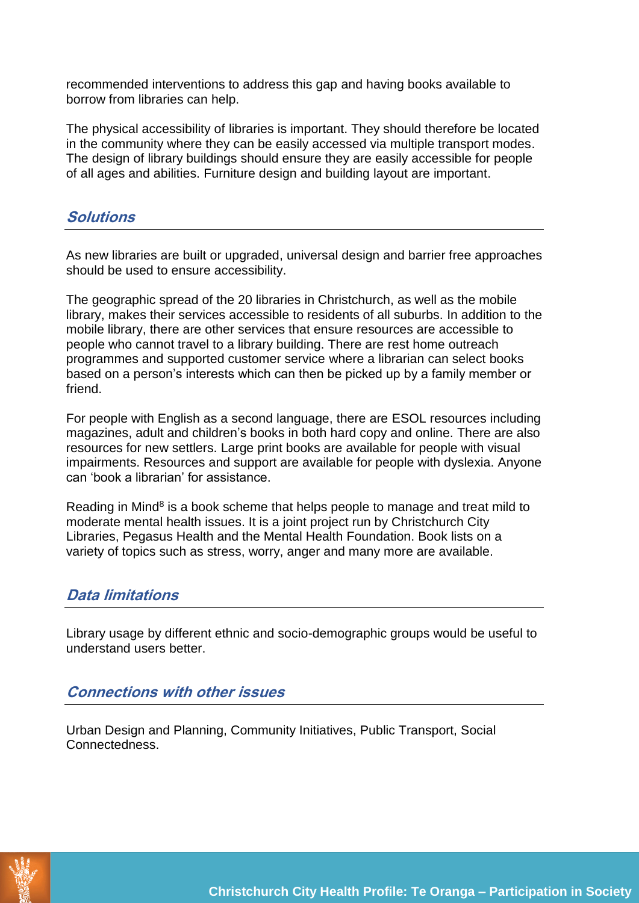recommended interventions to address this gap and having books available to borrow from libraries can help.

The physical accessibility of libraries is important. They should therefore be located in the community where they can be easily accessed via multiple transport modes. The design of library buildings should ensure they are easily accessible for people of all ages and abilities. Furniture design and building layout are important.

## *Solutions*

As new libraries are built or upgraded, universal design and barrier free approaches should be used to ensure accessibility.

The geographic spread of the 20 libraries in Christchurch, as well as the mobile library, makes their services accessible to residents of all suburbs. In addition to the mobile library, there are other services that ensure resources are accessible to people who cannot travel to a library building. There are rest home outreach programmes and supported customer service where a librarian can select books based on a person's interests which can then be picked up by a family member or friend.

For people with English as a second language, there are ESOL resources including magazines, adult and children's books in both hard copy and online. There are also resources for new settlers. Large print books are available for people with visual impairments. Resources and support are available for people with dyslexia. Anyone can 'book a librarian' for assistance.

Reading in Mind[8] is a book scheme that helps people to manage and treat mild to moderate mental health issues. It is a joint project run by Christchurch City Libraries, Pegasus Health and the Mental Health Foundation. Book lists on a variety of topics such as stress, worry, anger and many more are available.

## *Data limitations*

Library usage by different ethnic and socio-demographic groups would be useful to understand users better.

## *Connections with other issues*

Urban Design and Planning, Community Initiatives, Public Transport, Social Connectedness.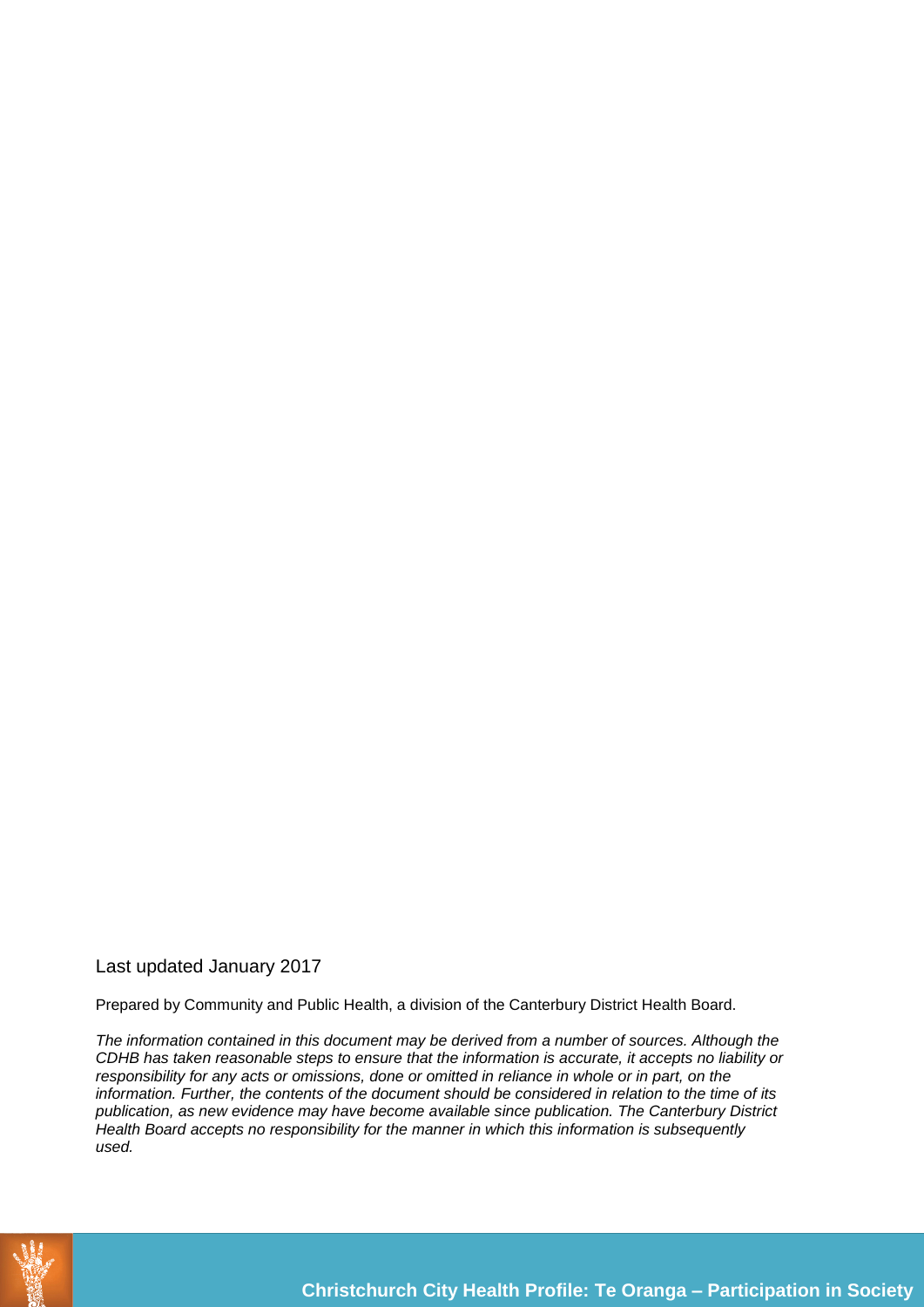Last updated January 2017

Prepared by Community and Public Health, a division of the Canterbury District Health Board.

*The information contained in this document may be derived from a number of sources. Although the CDHB has taken reasonable steps to ensure that the information is accurate, it accepts no liability or responsibility for any acts or omissions, done or omitted in reliance in whole or in part, on the information. Further, the contents of the document should be considered in relation to the time of its publication, as new evidence may have become available since publication. The Canterbury District Health Board accepts no responsibility for the manner in which this information is subsequently used.*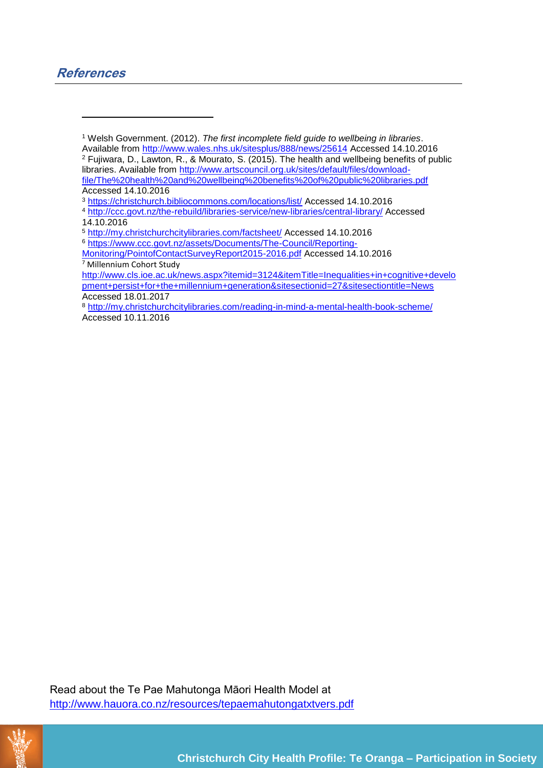## References

[1] Welsh Government. (2012). *The first incomplete field guide to wellbeing in libraries*. Available from http://www.wales.nhs.uk/sitesplus/888/news/25614 Accessed 14.10.2016

[2] Fujiwara, D., Lawton, R., & Mourato, S. (2015). The health and wellbeing benefits of public libraries. Available from http://www.artscouncil.org.uk/sites/default/files/download-file/The%20health%20and%20wellbeing%20benefits%20of%20public%20libraries.pdf Accessed 14.10.2016

[3] https://christchurch.bibliocommons.com/locations/list/ Accessed 14.10.2016

[4] http://ccc.govt.nz/the-rebuild/libraries-service/new-libraries/central-library/ Accessed 14.10.2016

[5] http://my.christchurchcitylibraries.com/factsheet/ Accessed 14.10.2016

[6] https://www.ccc.govt.nz/assets/Documents/The-Council/Reporting-Monitoring/PointofContactSurveyReport2015-2016.pdf Accessed 14.10.2016

[7] Millennium Cohort Study http://www.cls.ioe.ac.uk/news.aspx?itemid=3124&itemTitle=Inequalities+in+cognitive+development+persist+for+the+millennium+generation&sitesectionid=27&sitesectiontitle=News Accessed 18.01.2017

[8] http://my.christchurchcitylibraries.com/reading-in-mind-a-mental-health-book-scheme/ Accessed 10.11.2016

Read about the Te Pae Mahutonga Māori Health Model at http://www.hauora.co.nz/resources/tepaemahutongatxtvers.pdf